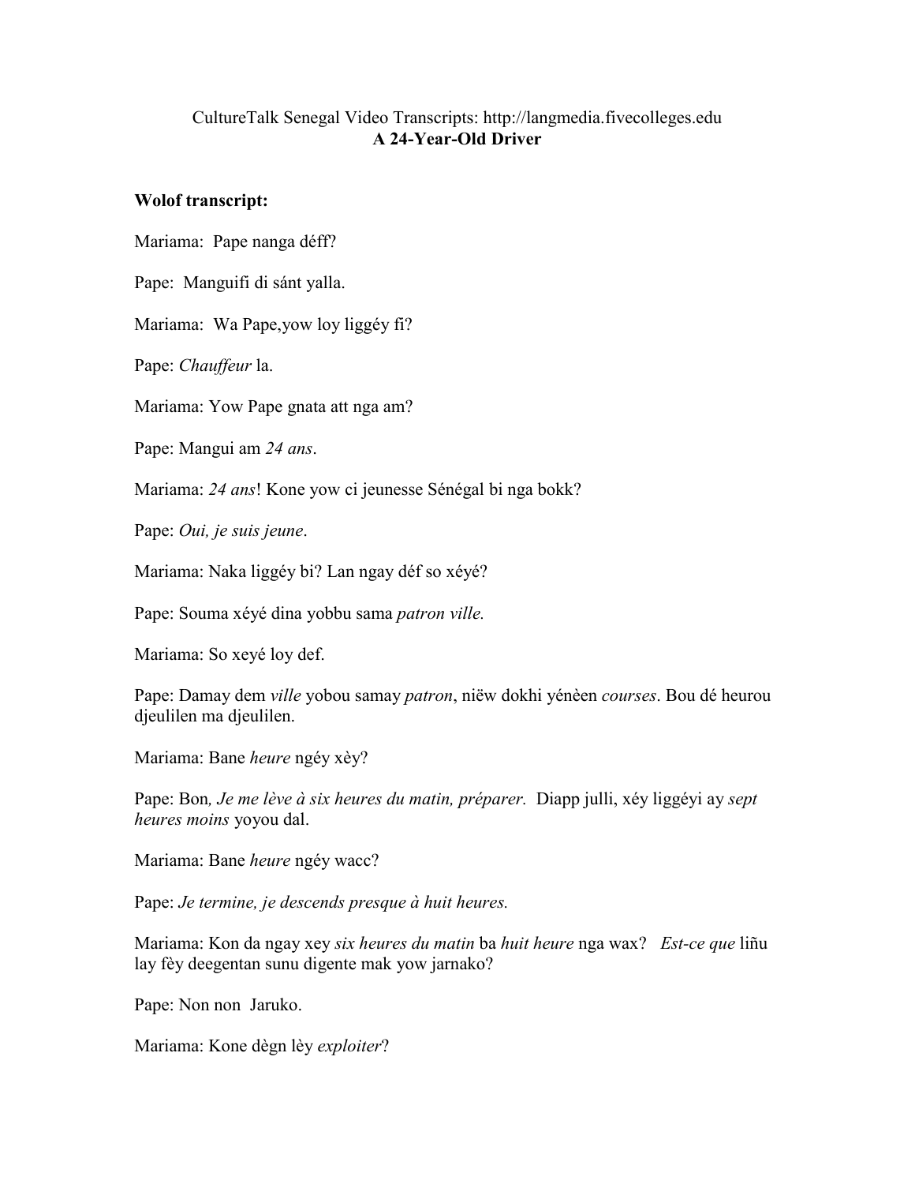CultureTalk Senegal Video Transcripts: http://langmedia.fivecolleges.edu

**A 24-Year-Old Driver**

**Wolof transcript:**

Mariama: Pape nanga déff?

Pape: Manguifi di sánt yalla.

Mariama: Wa Pape,yow loy liggéy fi?

Pape: *Chauffeur* la.

Mariama: Yow Pape gnata att nga am?

Pape: Mangui am *24 ans*.

Mariama: *24 ans*! Kone yow ci jeunesse Sénégal bi nga bokk?

Pape: *Oui, je suis jeune*.

Mariama: Naka liggéy bi? Lan ngay déf so xéyé?

Pape: Souma xéyé dina yobbu sama *patron ville.*

Mariama: So xeyé loy def.

Pape: Damay dem *ville* yobou samay *patron*, niëw dokhi yénèen *courses*. Bou dé heurou djeulilen ma djeulilen.

Mariama: Bane *heure* ngéy xèy?

Pape: Bon*, Je me lève à six heures du matin, préparer.* Diapp julli, xéy liggéyi ay *sept heures moins* yoyou dal.

Mariama: Bane *heure* ngéy wacc?

Pape: *Je termine, je descends presque à huit heures.*

Mariama: Kon da ngay xey *six heures du matin* ba *huit heure* nga wax? *Est-ce que* liñu lay fèy deegentan sunu digente mak yow jarnako?

Pape: Non non Jaruko.

Mariama: Kone dègn lèy *exploiter*?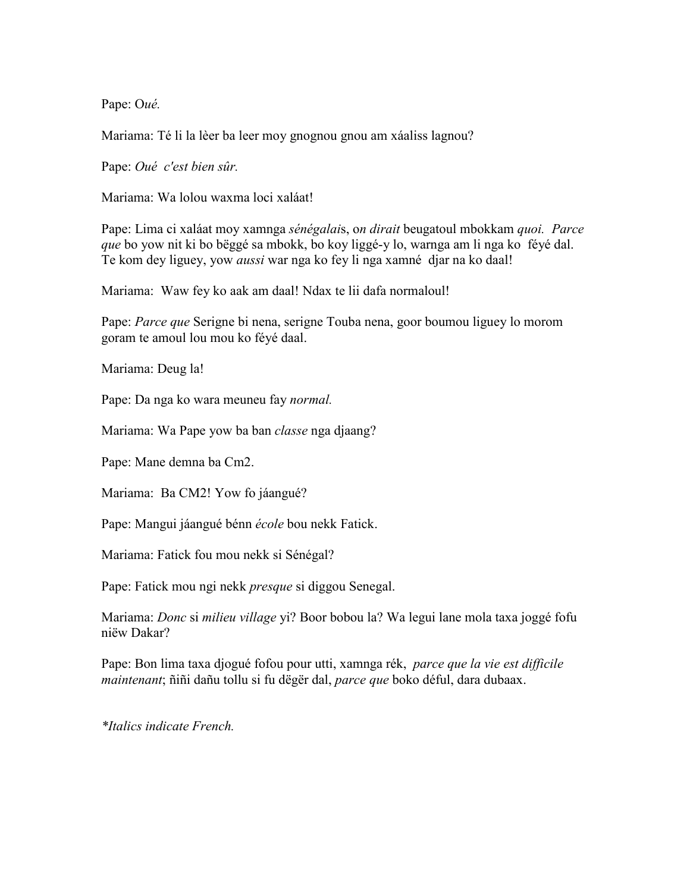Pape: O*ué.*

Mariama: Té li la lèer ba leer moy gnognou gnou am xáaliss lagnou?

Pape: *Oué c'est bien sûr.*

Mariama: Wa lolou waxma loci xaláat!

Pape: Lima ci xaláat moy xamnga *sénégalai*s, o*n dirait* beugatoul mbokkam *quoi. Parce que* bo yow nit ki bo bëggé sa mbokk, bo koy liggé-y lo, warnga am li nga ko féyé dal. Te kom dey liguey, yow *aussi* war nga ko fey li nga xamné djar na ko daal!

Mariama: Waw fey ko aak am daal! Ndax te lii dafa normaloul!

Pape: *Parce que* Serigne bi nena, serigne Touba nena, goor boumou liguey lo morom goram te amoul lou mou ko féyé daal.

Mariama: Deug la!

Pape: Da nga ko wara meuneu fay *normal.*

Mariama: Wa Pape yow ba ban *classe* nga djaang?

Pape: Mane demna ba Cm2.

Mariama: Ba CM2! Yow fo jáangué?

Pape: Mangui jáangué bénn *école* bou nekk Fatick.

Mariama: Fatick fou mou nekk si Sénégal?

Pape: Fatick mou ngi nekk *presque* si diggou Senegal.

Mariama: *Donc* si *milieu village* yi? Boor bobou la? Wa legui lane mola taxa joggé fofu niëw Dakar?

Pape: Bon lima taxa djogué fofou pour utti, xamnga rék, *parce que la vie est difficile maintenant*; ñiñi daňu tollu si fu dëgër dal, *parce que* boko déful, dara dubaax.

**Italics indicate French.*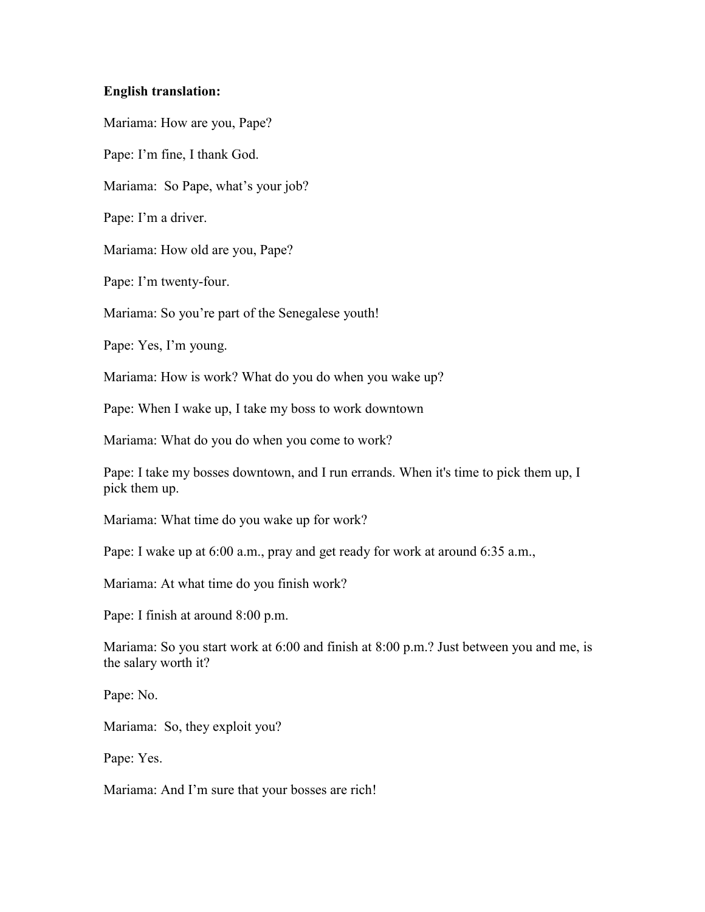**English translation:**

Mariama: How are you, Pape?

Pape: I'm fine, I thank God.

Mariama: So Pape, what's your job?

Pape: I'm a driver.

Mariama: How old are you, Pape?

Pape: I'm twenty-four.

Mariama: So you're part of the Senegalese youth!

Pape: Yes, I'm young.

Mariama: How is work? What do you do when you wake up?

Pape: When I wake up, I take my boss to work downtown

Mariama: What do you do when you come to work?

Pape: I take my bosses downtown, and I run errands. When it's time to pick them up, I pick them up.

Mariama: What time do you wake up for work?

Pape: I wake up at 6:00 a.m., pray and get ready for work at around 6:35 a.m.,

Mariama: At what time do you finish work?

Pape: I finish at around 8:00 p.m.

Mariama: So you start work at 6:00 and finish at 8:00 p.m.? Just between you and me, is the salary worth it?

Pape: No.

Mariama: So, they exploit you?

Pape: Yes.

Mariama: And I'm sure that your bosses are rich!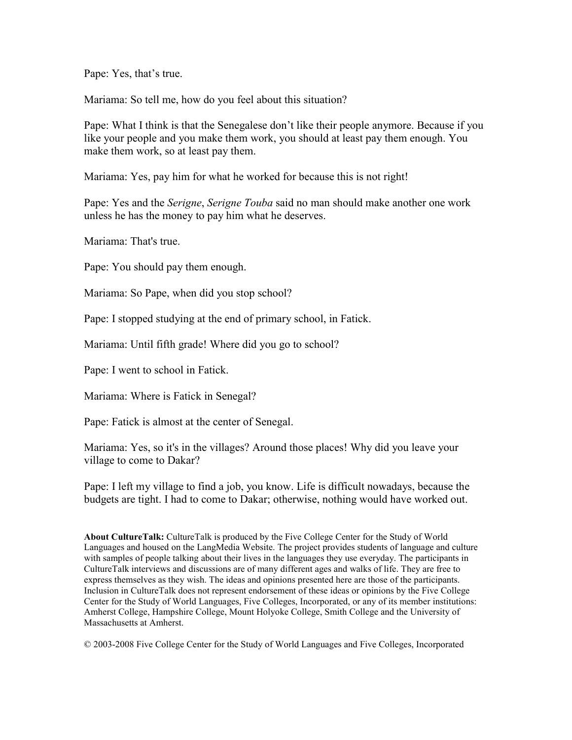Pape: Yes, that's true.

Mariama: So tell me, how do you feel about this situation?

Pape: What I think is that the Senegalese don't like their people anymore. Because if you like your people and you make them work, you should at least pay them enough. You make them work, so at least pay them.

Mariama: Yes, pay him for what he worked for because this is not right!

Pape: Yes and the *Serigne*, *Serigne Touba* said no man should make another one work unless he has the money to pay him what he deserves.

Mariama: That's true.

Pape: You should pay them enough.

Mariama: So Pape, when did you stop school?

Pape: I stopped studying at the end of primary school, in Fatick.

Mariama: Until fifth grade! Where did you go to school?

Pape: I went to school in Fatick.

Mariama: Where is Fatick in Senegal?

Pape: Fatick is almost at the center of Senegal.

Mariama: Yes, so it's in the villages? Around those places! Why did you leave your village to come to Dakar?

Pape: I left my village to find a job, you know. Life is difficult nowadays, because the budgets are tight. I had to come to Dakar; otherwise, nothing would have worked out.

**About CultureTalk:** CultureTalk is produced by the Five College Center for the Study of World Languages and housed on the LangMedia Website. The project provides students of language and culture with samples of people talking about their lives in the languages they use everyday. The participants in CultureTalk interviews and discussions are of many different ages and walks of life. They are free to express themselves as they wish. The ideas and opinions presented here are those of the participants. Inclusion in CultureTalk does not represent endorsement of these ideas or opinions by the Five College Center for the Study of World Languages, Five Colleges, Incorporated, or any of its member institutions: Amherst College, Hampshire College, Mount Holyoke College, Smith College and the University of Massachusetts at Amherst.

© 2003-2008 Five College Center for the Study of World Languages and Five Colleges, Incorporated